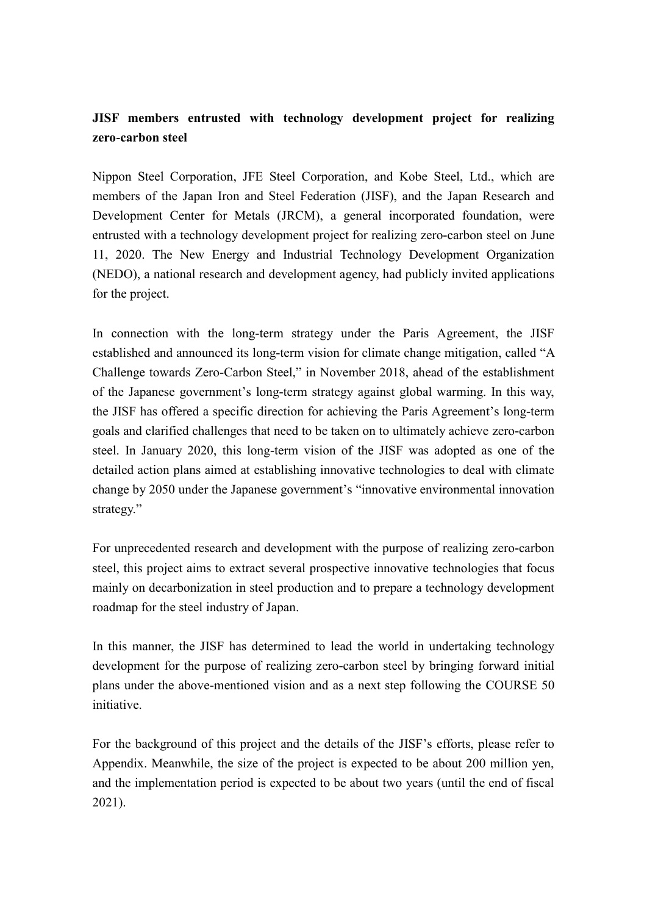# JISF members entrusted with technology development project for realizing zero-carbon steel

Nippon Steel Corporation, JFE Steel Corporation, and Kobe Steel, Ltd., which are members of the Japan Iron and Steel Federation (JISF), and the Japan Research and Development Center for Metals (JRCM), a general incorporated foundation, were entrusted with a technology development project for realizing zero-carbon steel on June 11, 2020. The New Energy and Industrial Technology Development Organization (NEDO), a national research and development agency, had publicly invited applications for the project.

In connection with the long-term strategy under the Paris Agreement, the JISF established and announced its long-term vision for climate change mitigation, called "A Challenge towards Zero-Carbon Steel," in November 2018, ahead of the establishment of the Japanese government's long-term strategy against global warming. In this way, the JISF has offered a specific direction for achieving the Paris Agreement's long-term goals and clarified challenges that need to be taken on to ultimately achieve zero-carbon steel. In January 2020, this long-term vision of the JISF was adopted as one of the detailed action plans aimed at establishing innovative technologies to deal with climate change by 2050 under the Japanese government's "innovative environmental innovation strategy."

For unprecedented research and development with the purpose of realizing zero-carbon steel, this project aims to extract several prospective innovative technologies that focus mainly on decarbonization in steel production and to prepare a technology development roadmap for the steel industry of Japan.

In this manner, the JISF has determined to lead the world in undertaking technology development for the purpose of realizing zero-carbon steel by bringing forward initial plans under the above-mentioned vision and as a next step following the COURSE 50 initiative.

For the background of this project and the details of the JISF's efforts, please refer to Appendix. Meanwhile, the size of the project is expected to be about 200 million yen, and the implementation period is expected to be about two years (until the end of fiscal 2021).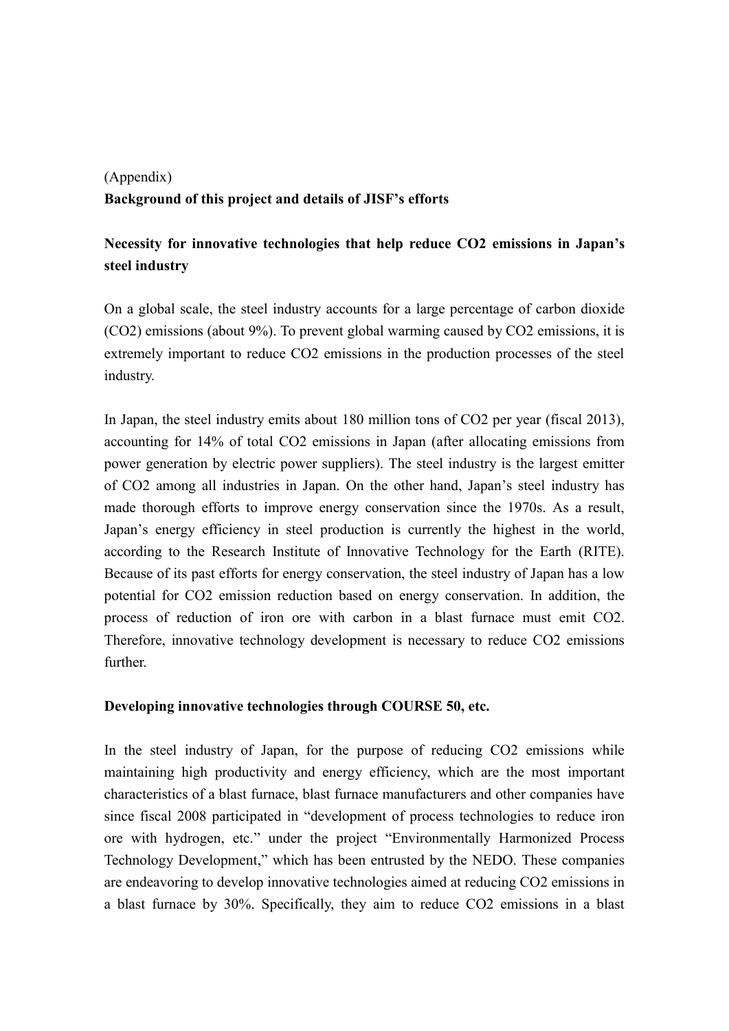(Appendix)

**Background of this project and details of JISF's efforts**

**Necessity for innovative technologies that help reduce $CO_2$ emissions in Japan's steel industry**

On a global scale, the steel industry accounts for a large percentage of carbon dioxide ($CO_2$) emissions (about 9%). To prevent global warming caused by $CO_2$ emissions, it is extremely important to reduce $CO_2$ emissions in the production processes of the steel industry.

In Japan, the steel industry emits about 180 million tons of $CO_2$ per year (fiscal 2013), accounting for 14% of total $CO_2$ emissions in Japan (after allocating emissions from power generation by electric power suppliers). The steel industry is the largest emitter of $CO_2$ among all industries in Japan. On the other hand, Japan's steel industry has made thorough efforts to improve energy conservation since the 1970s. As a result, Japan's energy efficiency in steel production is currently the highest in the world, according to the Research Institute of Innovative Technology for the Earth (RITE). Because of its past efforts for energy conservation, the steel industry of Japan has a low potential for $CO_2$ emission reduction based on energy conservation. In addition, the process of reduction of iron ore with carbon in a blast furnace must emit $CO_2$. Therefore, innovative technology development is necessary to reduce $CO_2$ emissions further.

**Developing innovative technologies through COURSE 50, etc.**

In the steel industry of Japan, for the purpose of reducing $CO_2$ emissions while maintaining high productivity and energy efficiency, which are the most important characteristics of a blast furnace, blast furnace manufacturers and other companies have since fiscal 2008 participated in "development of process technologies to reduce iron ore with hydrogen, etc." under the project "Environmentally Harmonized Process Technology Development," which has been entrusted by the NEDO. These companies are endeavoring to develop innovative technologies aimed at reducing $CO_2$ emissions in a blast furnace by 30%. Specifically, they aim to reduce $CO_2$ emissions in a blast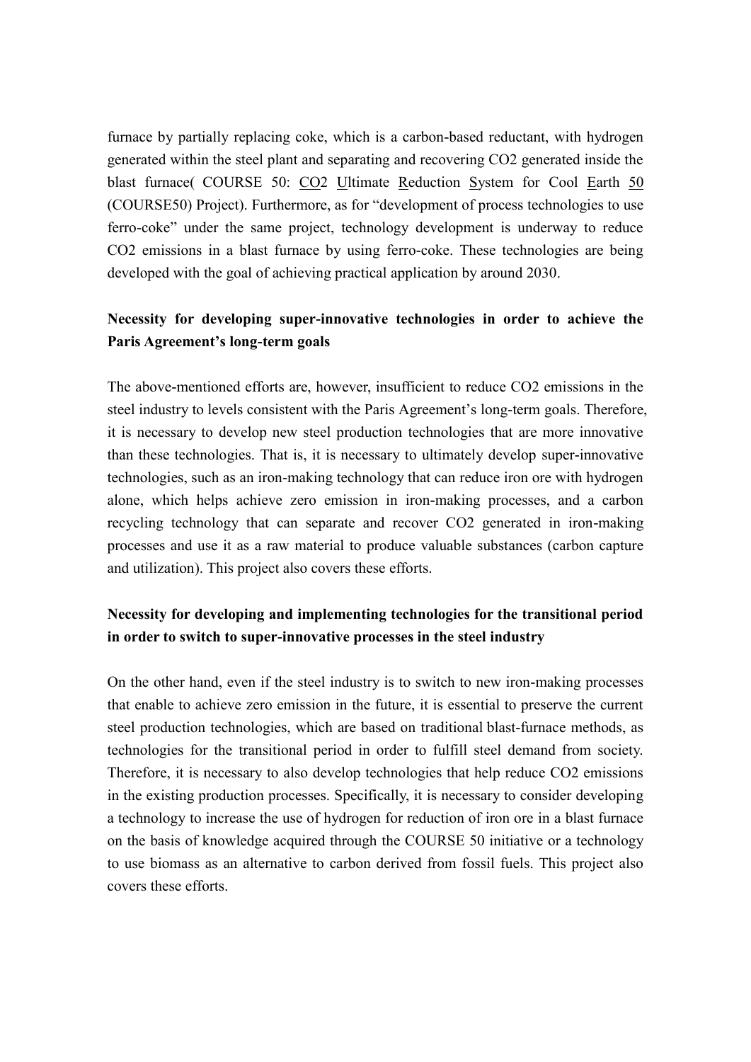furnace by partially replacing coke, which is a carbon-based reductant, with hydrogen generated within the steel plant and separating and recovering $CO_2$ generated inside the blast furnace( COURSE 50: $CO_2$ Ultimate Reduction System for Cool Earth 50 (COURSE50) Project). Furthermore, as for "development of process technologies to use ferro-coke" under the same project, technology development is underway to reduce $CO_2$ emissions in a blast furnace by using ferro-coke. These technologies are being developed with the goal of achieving practical application by around 2030.

**Necessity for developing super-innovative technologies in order to achieve the Paris Agreement's long-term goals**

The above-mentioned efforts are, however, insufficient to reduce $CO_2$ emissions in the steel industry to levels consistent with the Paris Agreement's long-term goals. Therefore, it is necessary to develop new steel production technologies that are more innovative than these technologies. That is, it is necessary to ultimately develop super-innovative technologies, such as an iron-making technology that can reduce iron ore with hydrogen alone, which helps achieve zero emission in iron-making processes, and a carbon recycling technology that can separate and recover $CO_2$ generated in iron-making processes and use it as a raw material to produce valuable substances (carbon capture and utilization). This project also covers these efforts.

**Necessity for developing and implementing technologies for the transitional period in order to switch to super-innovative processes in the steel industry**

On the other hand, even if the steel industry is to switch to new iron-making processes that enable to achieve zero emission in the future, it is essential to preserve the current steel production technologies, which are based on traditional blast-furnace methods, as technologies for the transitional period in order to fulfill steel demand from society. Therefore, it is necessary to also develop technologies that help reduce $CO_2$ emissions in the existing production processes. Specifically, it is necessary to consider developing a technology to increase the use of hydrogen for reduction of iron ore in a blast furnace on the basis of knowledge acquired through the COURSE 50 initiative or a technology to use biomass as an alternative to carbon derived from fossil fuels. This project also covers these efforts.